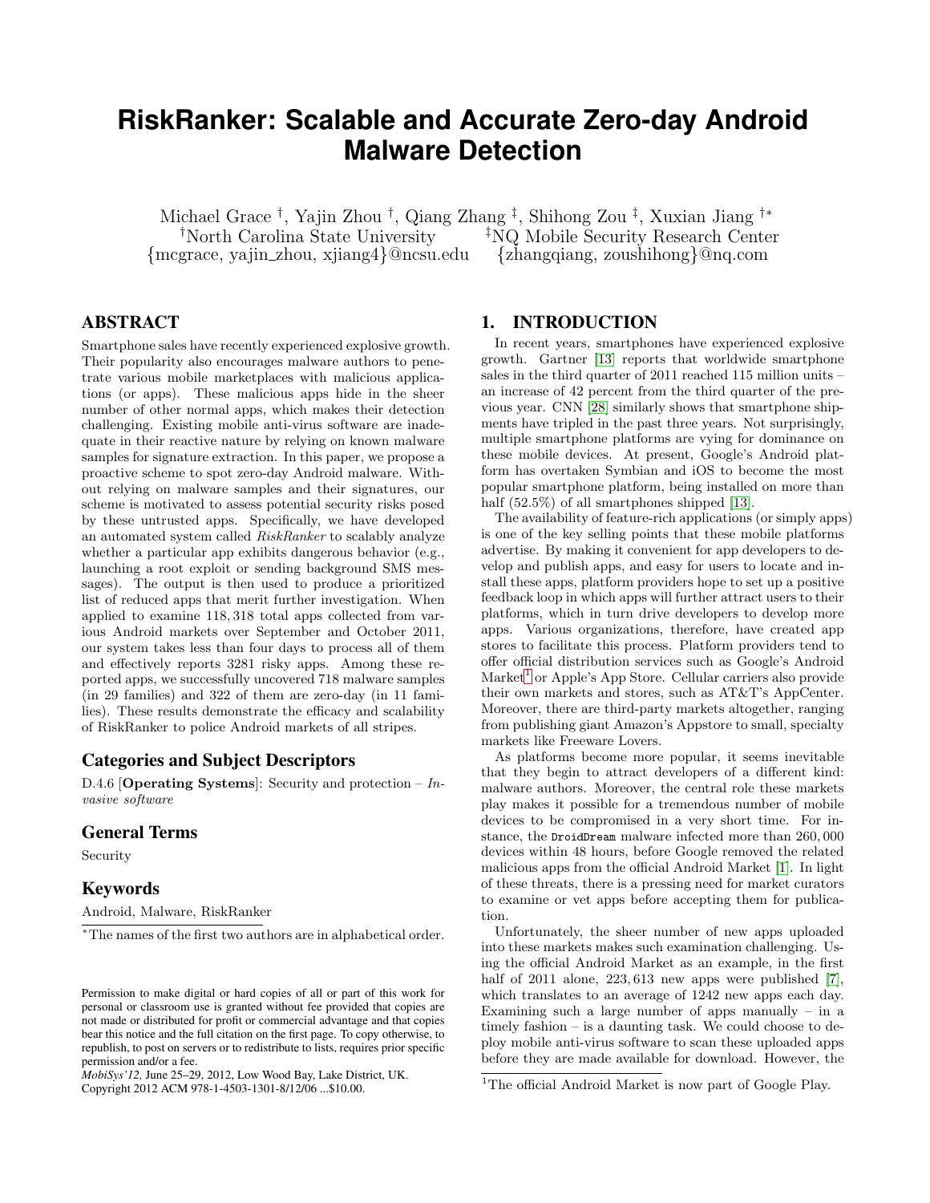# RiskRanker: Scalable and Accurate Zero-day Android Malware Detection

Michael Grace †, Yajin Zhou †, Qiang Zhang ‡, Shihong Zou ‡, Xuxian Jiang †*
†North Carolina State University ‡NQ Mobile Security Research Center
{mcgrace, yajin_zhou, xjiang4}@ncsu.edu {zhangqiang, zoushihong}@nq.com

## ABSTRACT

Smartphone sales have recently experienced explosive growth. Their popularity also encourages malware authors to penetrate various mobile marketplaces with malicious applications (or apps). These malicious apps hide in the sheer number of other normal apps, which makes their detection challenging. Existing mobile anti-virus software are inadequate in their reactive nature by relying on known malware samples for signature extraction. In this paper, we propose a proactive scheme to spot zero-day Android malware. Without relying on malware samples and their signatures, our scheme is motivated to assess potential security risks posed by these untrusted apps. Specifically, we have developed an automated system called *RiskRanker* to scalably analyze whether a particular app exhibits dangerous behavior (e.g., launching a root exploit or sending background SMS messages). The output is then used to produce a prioritized list of reduced apps that merit further investigation. When applied to examine 118,318 total apps collected from various Android markets over September and October 2011, our system takes less than four days to process all of them and effectively reports 3281 risky apps. Among these reported apps, we successfully uncovered 718 malware samples (in 29 families) and 322 of them are zero-day (in 11 families). These results demonstrate the efficacy and scalability of RiskRanker to police Android markets of all stripes.

### Categories and Subject Descriptors

D.4.6 [**Operating Systems**]: Security and protection – *Invasive software*

### General Terms

Security

### Keywords

Android, Malware, RiskRanker

*The names of the first two authors are in alphabetical order.

Permission to make digital or hard copies of all or part of this work for personal or classroom use is granted without fee provided that copies are not made or distributed for profit or commercial advantage and that copies bear this notice and the full citation on the first page. To copy otherwise, to republish, to post on servers or to redistribute to lists, requires prior specific permission and/or a fee.
*MobiSys'12,* June 25–29, 2012, Low Wood Bay, Lake District, UK.
Copyright 2012 ACM 978-1-4503-1301-8/12/06 ...$10.00.

## 1. INTRODUCTION

In recent years, smartphones have experienced explosive growth. Gartner [13] reports that worldwide smartphone sales in the third quarter of 2011 reached 115 million units – an increase of 42 percent from the third quarter of the previous year. CNN [28] similarly shows that smartphone shipments have tripled in the past three years. Not surprisingly, multiple smartphone platforms are vying for dominance on these mobile devices. At present, Google's Android platform has overtaken Symbian and iOS to become the most popular smartphone platform, being installed on more than half (52.5%) of all smartphones shipped [13].

The availability of feature-rich applications (or simply apps) is one of the key selling points that these mobile platforms advertise. By making it convenient for app developers to develop and publish apps, and easy for users to locate and install these apps, platform providers hope to set up a positive feedback loop in which apps will further attract users to their platforms, which in turn drive developers to develop more apps. Various organizations, therefore, have created app stores to facilitate this process. Platform providers tend to offer official distribution services such as Google's Android Market[1] or Apple's App Store. Cellular carriers also provide their own markets and stores, such as AT&T's AppCenter. Moreover, there are third-party markets altogether, ranging from publishing giant Amazon's Appstore to small, specialty markets like Freeware Lovers.

As platforms become more popular, it seems inevitable that they begin to attract developers of a different kind: malware authors. Moreover, the central role these markets play makes it possible for a tremendous number of mobile devices to be compromised in a very short time. For instance, the `DroidDream` malware infected more than 260,000 devices within 48 hours, before Google removed the related malicious apps from the official Android Market [1]. In light of these threats, there is a pressing need for market curators to examine or vet apps before accepting them for publication.

Unfortunately, the sheer number of new apps uploaded into these markets makes such examination challenging. Using the official Android Market as an example, in the first half of 2011 alone, 223,613 new apps were published [7], which translates to an average of 1242 new apps each day. Examining such a large number of apps manually – in a timely fashion – is a daunting task. We could choose to deploy mobile anti-virus software to scan these uploaded apps before they are made available for download. However, the

[1]The official Android Market is now part of Google Play.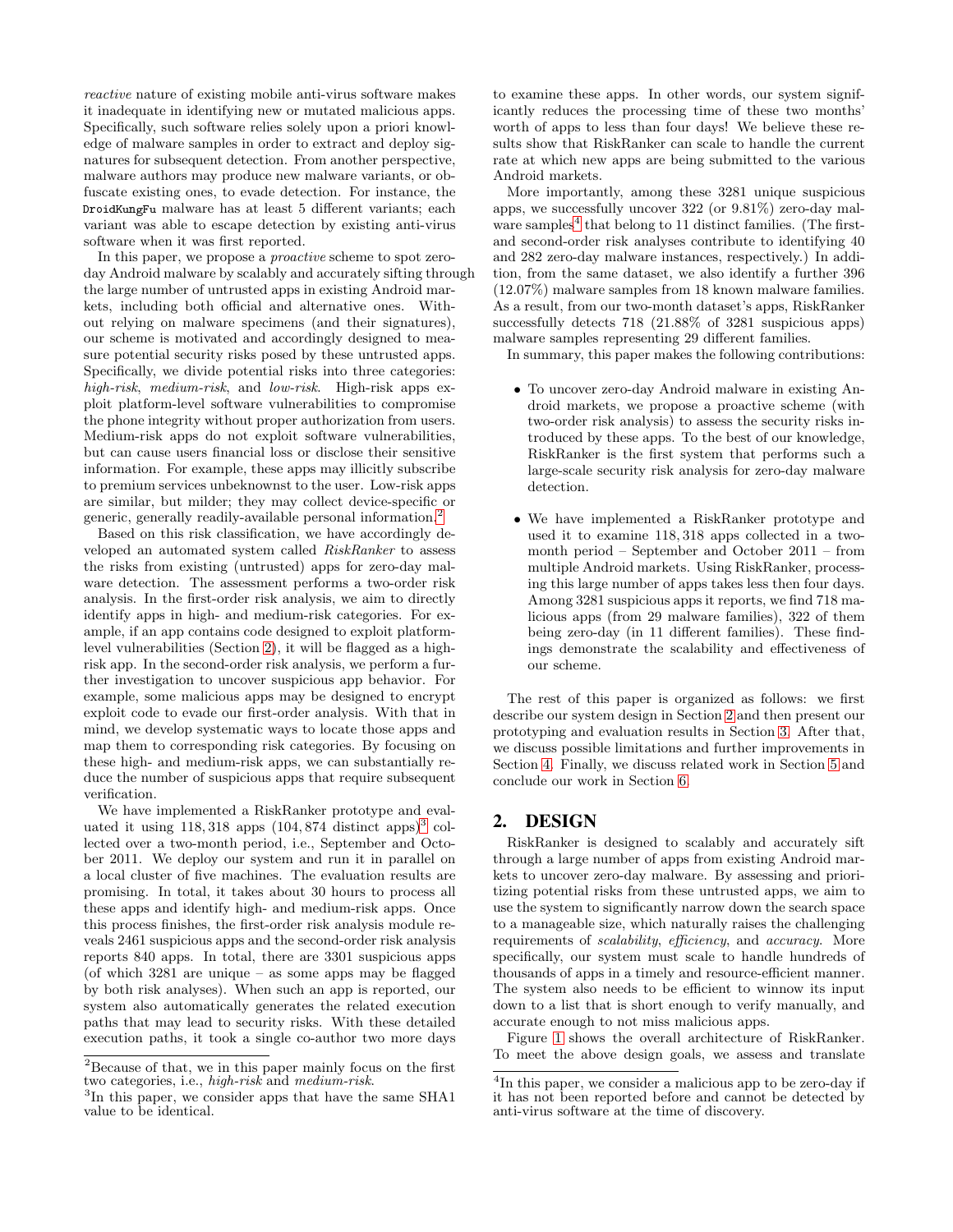*reactive* nature of existing mobile anti-virus software makes it inadequate in identifying new or mutated malicious apps. Specifically, such software relies solely upon a priori knowledge of malware samples in order to extract and deploy signatures for subsequent detection. From another perspective, malware authors may produce new malware variants, or obfuscate existing ones, to evade detection. For instance, the `DroidKungFu` malware has at least 5 different variants; each variant was able to escape detection by existing anti-virus software when it was first reported.

In this paper, we propose a *proactive* scheme to spot zero-day Android malware by scalably and accurately sifting through the large number of untrusted apps in existing Android markets, including both official and alternative ones. Without relying on malware specimens (and their signatures), our scheme is motivated and accordingly designed to measure potential security risks posed by these untrusted apps. Specifically, we divide potential risks into three categories: *high-risk*, *medium-risk*, and *low-risk*. High-risk apps exploit platform-level software vulnerabilities to compromise the phone integrity without proper authorization from users. Medium-risk apps do not exploit software vulnerabilities, but can cause users financial loss or disclose their sensitive information. For example, these apps may illicitly subscribe to premium services unbeknownst to the user. Low-risk apps are similar, but milder; they may collect device-specific or generic, generally readily-available personal information.[2]

Based on this risk classification, we have accordingly developed an automated system called *RiskRanker* to assess the risks from existing (untrusted) apps for zero-day malware detection. The assessment performs a two-order risk analysis. In the first-order risk analysis, we aim to directly identify apps in high- and medium-risk categories. For example, if an app contains code designed to exploit platform-level vulnerabilities (Section 2), it will be flagged as a high-risk app. In the second-order risk analysis, we perform a further investigation to uncover suspicious app behavior. For example, some malicious apps may be designed to encrypt exploit code to evade our first-order analysis. With that in mind, we develop systematic ways to locate those apps and map them to corresponding risk categories. By focusing on these high- and medium-risk apps, we can substantially reduce the number of suspicious apps that require subsequent verification.

We have implemented a RiskRanker prototype and evaluated it using 118,318 apps (104,874 distinct apps)[3] collected over a two-month period, i.e., September and October 2011. We deploy our system and run it in parallel on a local cluster of five machines. The evaluation results are promising. In total, it takes about 30 hours to process all these apps and identify high- and medium-risk apps. Once this process finishes, the first-order risk analysis module reveals 2461 suspicious apps and the second-order risk analysis reports 840 apps. In total, there are 3301 suspicious apps (of which 3281 are unique – as some apps may be flagged by both risk analyses). When such an app is reported, our system also automatically generates the related execution paths that may lead to security risks. With these detailed execution paths, it took a single co-author two more days to examine these apps. In other words, our system significantly reduces the processing time of these two months' worth of apps to less than four days! We believe these results show that RiskRanker can scale to handle the current rate at which new apps are being submitted to the various Android markets.

More importantly, among these 3281 unique suspicious apps, we successfully uncover 322 (or 9.81%) zero-day malware samples[4] that belong to 11 distinct families. (The first- and second-order risk analyses contribute to identifying 40 and 282 zero-day malware instances, respectively.) In addition, from the same dataset, we also identify a further 396 (12.07%) malware samples from 18 known malware families. As a result, from our two-month dataset's apps, RiskRanker successfully detects 718 (21.88% of 3281 suspicious apps) malware samples representing 29 different families.

In summary, this paper makes the following contributions:

- To uncover zero-day Android malware in existing Android markets, we propose a proactive scheme (with two-order risk analysis) to assess the security risks introduced by these apps. To the best of our knowledge, RiskRanker is the first system that performs such a large-scale security risk analysis for zero-day malware detection.

- We have implemented a RiskRanker prototype and used it to examine 118,318 apps collected in a two-month period – September and October 2011 – from multiple Android markets. Using RiskRanker, processing this large number of apps takes less then four days. Among 3281 suspicious apps it reports, we find 718 malicious apps (from 29 malware families), 322 of them being zero-day (in 11 different families). These findings demonstrate the scalability and effectiveness of our scheme.

The rest of this paper is organized as follows: we first describe our system design in Section 2 and then present our prototyping and evaluation results in Section 3. After that, we discuss possible limitations and further improvements in Section 4. Finally, we discuss related work in Section 5 and conclude our work in Section 6.

## 2. DESIGN

RiskRanker is designed to scalably and accurately sift through a large number of apps from existing Android markets to uncover zero-day malware. By assessing and prioritizing potential risks from these untrusted apps, we aim to use the system to significantly narrow down the search space to a manageable size, which naturally raises the challenging requirements of *scalability*, *efficiency*, and *accuracy*. More specifically, our system must scale to handle hundreds of thousands of apps in a timely and resource-efficient manner. The system also needs to be efficient to winnow its input down to a list that is short enough to verify manually, and accurate enough to not miss malicious apps.

Figure 1 shows the overall architecture of RiskRanker. To meet the above design goals, we assess and translate

---

[2] Because of that, we in this paper mainly focus on the first two categories, i.e., *high-risk* and *medium-risk*.

[3] In this paper, we consider apps that have the same SHA1 value to be identical.

[4] In this paper, we consider a malicious app to be zero-day if it has not been reported before and cannot be detected by anti-virus software at the time of discovery.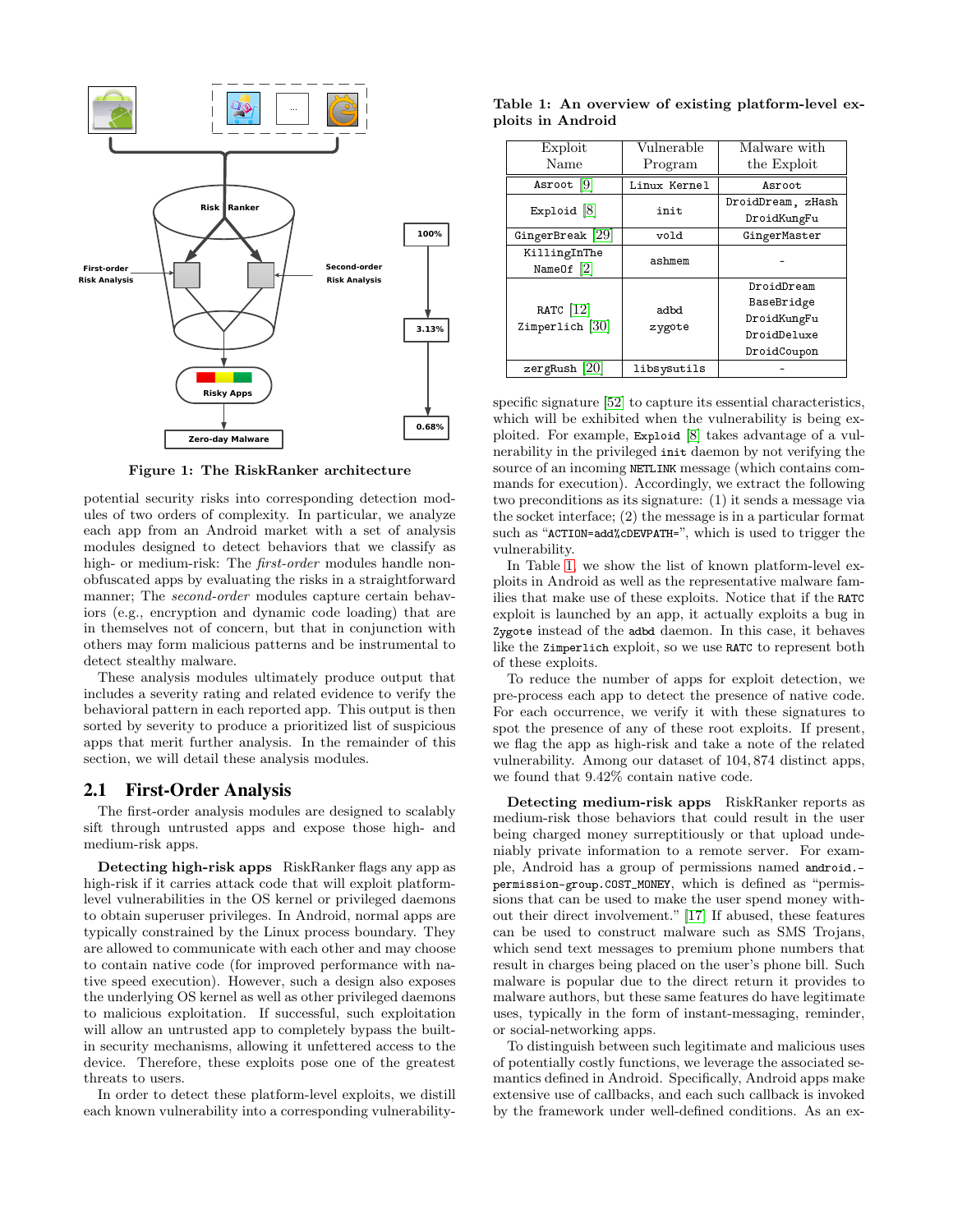Figure 1: The RiskRanker architecture

potential security risks into corresponding detection modules of two orders of complexity. In particular, we analyze each app from an Android market with a set of analysis modules designed to detect behaviors that we classify as high- or medium-risk: The *first-order* modules handle non-obfuscated apps by evaluating the risks in a straightforward manner; The *second-order* modules capture certain behaviors (e.g., encryption and dynamic code loading) that are in themselves not of concern, but that in conjunction with others may form malicious patterns and be instrumental to detect stealthy malware.

These analysis modules ultimately produce output that includes a severity rating and related evidence to verify the behavioral pattern in each reported app. This output is then sorted by severity to produce a prioritized list of suspicious apps that merit further analysis. In the remainder of this section, we will detail these analysis modules.

## 2.1 First-Order Analysis

The first-order analysis modules are designed to scalably sift through untrusted apps and expose those high- and medium-risk apps.

**Detecting high-risk apps** RiskRanker flags any app as high-risk if it carries attack code that will exploit platform-level vulnerabilities in the OS kernel or privileged daemons to obtain superuser privileges. In Android, normal apps are typically constrained by the Linux process boundary. They are allowed to communicate with each other and may choose to contain native code (for improved performance with native speed execution). However, such a design also exposes the underlying OS kernel as well as other privileged daemons to malicious exploitation. If successful, such exploitation will allow an untrusted app to completely bypass the built-in security mechanisms, allowing it unfettered access to the device. Therefore, these exploits pose one of the greatest threats to users.

In order to detect these platform-level exploits, we distill each known vulnerability into a corresponding vulnerability-specific signature [52] to capture its essential characteristics, which will be exhibited when the vulnerability is being exploited. For example, `Exploid` [8] takes advantage of a vulnerability in the privileged `init` daemon by not verifying the source of an incoming `NETLINK` message (which contains commands for execution). Accordingly, we extract the following two preconditions as its signature: (1) it sends a message via the socket interface; (2) the message is in a particular format such as "`ACTION=add%cDEVPATH=`", which is used to trigger the vulnerability.

Table 1: An overview of existing platform-level exploits in Android

| Exploit Name | Vulnerable Program | Malware with the Exploit |
|---|---|---|
| `Asroot` [9] | `Linux Kernel` | `Asroot` |
| `Exploid` [8] | `init` | `DroidDream, zHash` `DroidKungFu` |
| `GingerBreak` [29] | `vold` | `GingerMaster` |
| `KillingInThe` `NameOf` [2] | `ashmem` | - |
| `RATC` [12] `Zimperlich` [30] | `adbd` `zygote` | `DroidDream` `BaseBridge` `DroidKungFu` `DroidDeluxe` `DroidCoupon` |
| `zergRush` [20] | `libsysutils` | - |

In Table 1 we show the list of known platform-level exploits in Android as well as the representative malware families that make use of these exploits. Notice that if the `RATC` exploit is launched by an app, it actually exploits a bug in `Zygote` instead of the `adbd` daemon. In this case, it behaves like the `Zimperlich` exploit, so we use `RATC` to represent both of these exploits.

To reduce the number of apps for exploit detection, we pre-process each app to detect the presence of native code. For each occurrence, we verify it with these signatures to spot the presence of any of these root exploits. If present, we flag the app as high-risk and take a note of the related vulnerability. Among our dataset of 104,874 distinct apps, we found that 9.42% contain native code.

**Detecting medium-risk apps** RiskRanker reports as medium-risk those behaviors that could result in the user being charged money surreptitiously or that upload undeniably private information to a remote server. For example, Android has a group of permissions named `android.permission-group.COST_MONEY`, which is defined as "permissions that can be used to make the user spend money without their direct involvement." [17] If abused, these features can be used to construct malware such as SMS Trojans, which send text messages to premium phone numbers that result in charges being placed on the user's phone bill. Such malware is popular due to the direct return it provides to malware authors, but these same features do have legitimate uses, typically in the form of instant-messaging, reminder, or social-networking apps.

To distinguish between such legitimate and malicious uses of potentially costly functions, we leverage the associated semantics defined in Android. Specifically, Android apps make extensive use of callbacks, and each such callback is invoked by the framework under well-defined conditions. As an ex-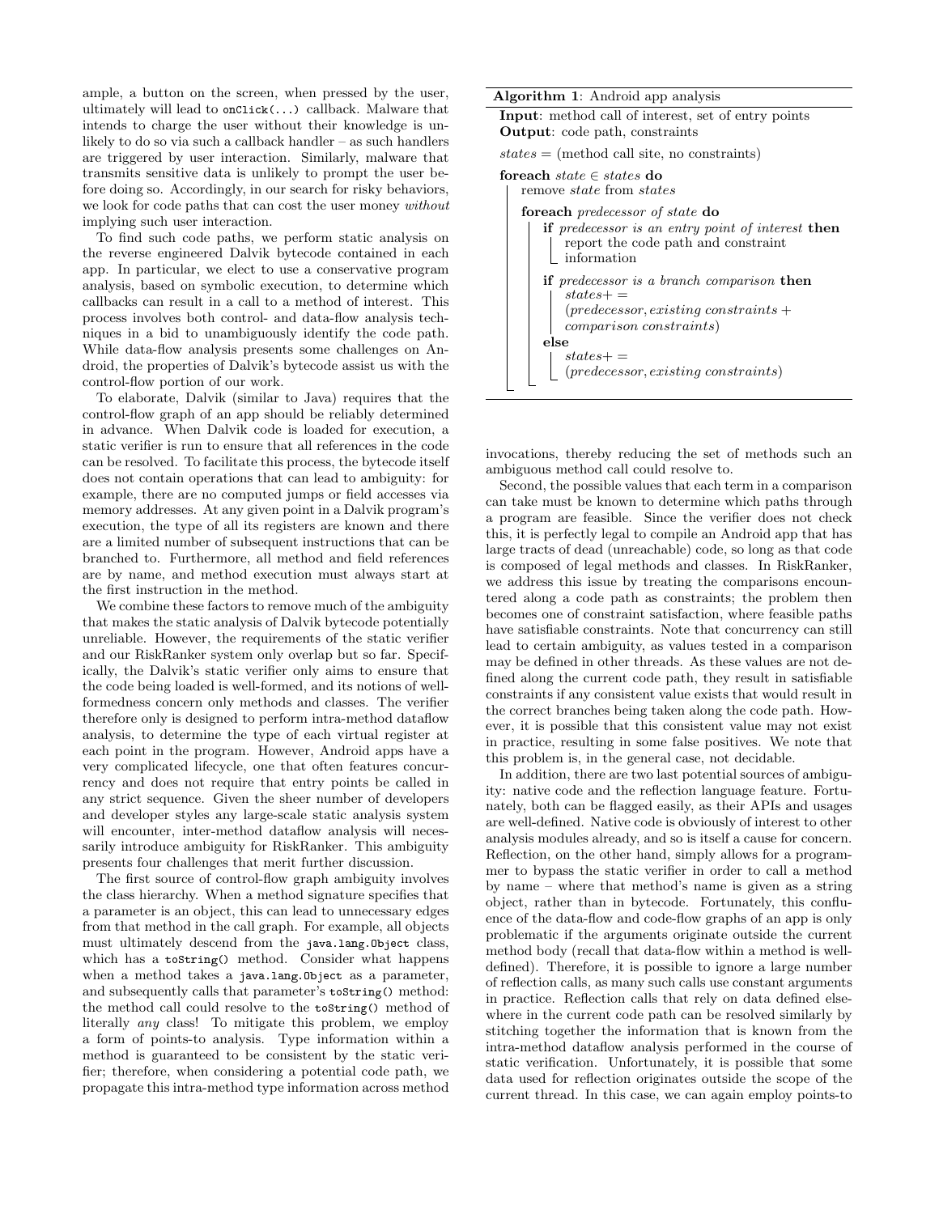ample, a button on the screen, when pressed by the user, ultimately will lead to `onClick(...)` callback. Malware that intends to charge the user without their knowledge is unlikely to do so via such a callback handler – as such handlers are triggered by user interaction. Similarly, malware that transmits sensitive data is unlikely to prompt the user before doing so. Accordingly, in our search for risky behaviors, we look for code paths that can cost the user money *without* implying such user interaction.

To find such code paths, we perform static analysis on the reverse engineered Dalvik bytecode contained in each app. In particular, we elect to use a conservative program analysis, based on symbolic execution, to determine which callbacks can result in a call to a method of interest. This process involves both control- and data-flow analysis techniques in a bid to unambiguously identify the code path. While data-flow analysis presents some challenges on Android, the properties of Dalvik's bytecode assist us with the control-flow portion of our work.

To elaborate, Dalvik (similar to Java) requires that the control-flow graph of an app should be reliably determined in advance. When Dalvik code is loaded for execution, a static verifier is run to ensure that all references in the code can be resolved. To facilitate this process, the bytecode itself does not contain operations that can lead to ambiguity: for example, there are no computed jumps or field accesses via memory addresses. At any given point in a Dalvik program's execution, the type of all its registers are known and there are a limited number of subsequent instructions that can be branched to. Furthermore, all method and field references are by name, and method execution must always start at the first instruction in the method.

We combine these factors to remove much of the ambiguity that makes the static analysis of Dalvik bytecode potentially unreliable. However, the requirements of the static verifier and our RiskRanker system only overlap but so far. Specifically, the Dalvik's static verifier only aims to ensure that the code being loaded is well-formed, and its notions of well-formedness concern only methods and classes. The verifier therefore only is designed to perform intra-method dataflow analysis, to determine the type of each virtual register at each point in the program. However, Android apps have a very complicated lifecycle, one that often features concurrency and does not require that entry points be called in any strict sequence. Given the sheer number of developers and developer styles any large-scale static analysis system will encounter, inter-method dataflow analysis will necessarily introduce ambiguity for RiskRanker. This ambiguity presents four challenges that merit further discussion.

The first source of control-flow graph ambiguity involves the class hierarchy. When a method signature specifies that a parameter is an object, this can lead to unnecessary edges from that method in the call graph. For example, all objects must ultimately descend from the `java.lang.Object` class, which has a `toString()` method. Consider what happens when a method takes a `java.lang.Object` as a parameter, and subsequently calls that parameter's `toString()` method: the method call could resolve to the `toString()` method of literally *any* class! To mitigate this problem, we employ a form of points-to analysis. Type information within a method is guaranteed to be consistent by the static verifier; therefore, when considering a potential code path, we propagate this intra-method type information across method invocations, thereby reducing the set of methods such an ambiguous method call could resolve to.

```
Algorithm 1: Android app analysis
Input: method call of interest, set of entry points
Output: code path, constraints
states = (method call site, no constraints)
foreach state ∈ states do
    remove state from states
    foreach predecessor of state do
        if predecessor is an entry point of interest then
            report the code path and constraint
            information
        if predecessor is a branch comparison then
            states+ =
            (predecessor, existing constraints +
            comparison constraints)
        else
            states+ =
            (predecessor, existing constraints)
```

Second, the possible values that each term in a comparison can take must be known to determine which paths through a program are feasible. Since the verifier does not check this, it is perfectly legal to compile an Android app that has large tracts of dead (unreachable) code, so long as that code is composed of legal methods and classes. In RiskRanker, we address this issue by treating the comparisons encountered along a code path as constraints; the problem then becomes one of constraint satisfaction, where feasible paths have satisfiable constraints. Note that concurrency can still lead to certain ambiguity, as values tested in a comparison may be defined in other threads. As these values are not defined along the current code path, they result in satisfiable constraints if any consistent value exists that would result in the correct branches being taken along the code path. However, it is possible that this consistent value may not exist in practice, resulting in some false positives. We note that this problem is, in the general case, not decidable.

In addition, there are two last potential sources of ambiguity: native code and the reflection language feature. Fortunately, both can be flagged easily, as their APIs and usages are well-defined. Native code is obviously of interest to other analysis modules already, and so is itself a cause for concern. Reflection, on the other hand, simply allows for a programmer to bypass the static verifier in order to call a method by name – where that method's name is given as a string object, rather than in bytecode. Fortunately, this confluence of the data-flow and code-flow graphs of an app is only problematic if the arguments originate outside the current method body (recall that data-flow within a method is well-defined). Therefore, it is possible to ignore a large number of reflection calls, as many such calls use constant arguments in practice. Reflection calls that rely on data defined elsewhere in the current code path can be resolved similarly by stitching together the information that is known from the intra-method dataflow analysis performed in the course of static verification. Unfortunately, it is possible that some data used for reflection originates outside the scope of the current thread. In this case, we can again employ points-to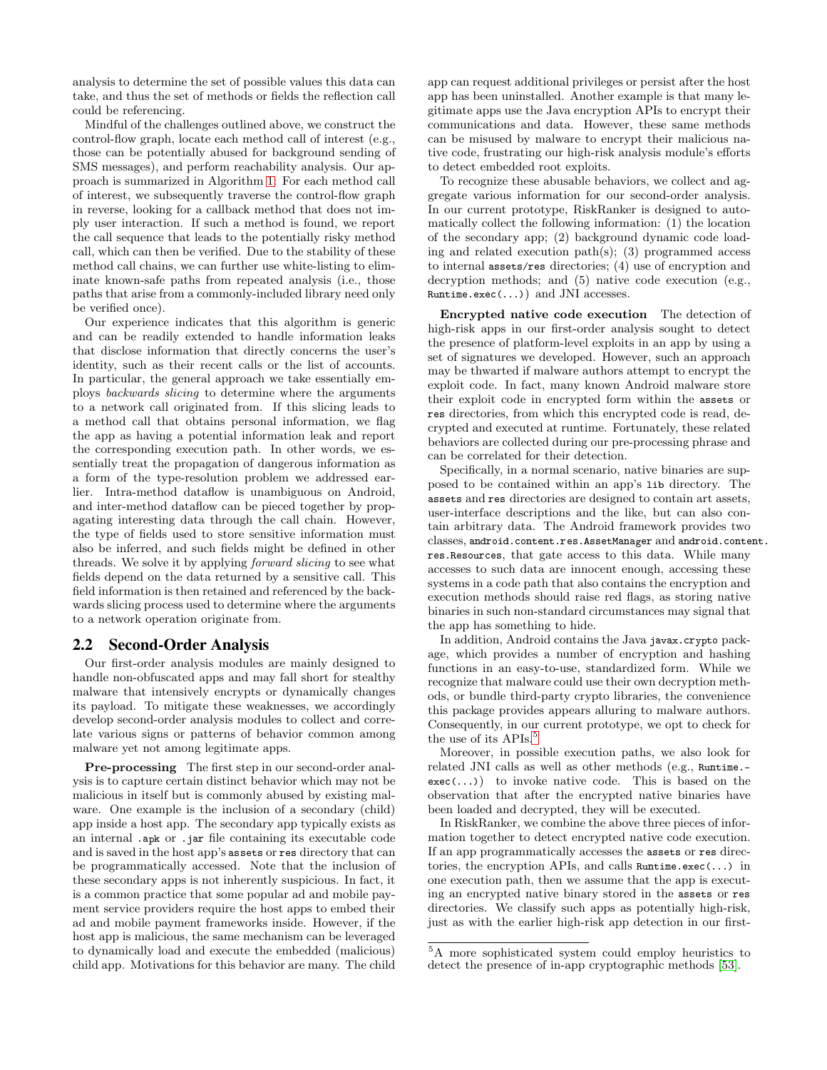analysis to determine the set of possible values this data can take, and thus the set of methods or fields the reflection call could be referencing.

Mindful of the challenges outlined above, we construct the control-flow graph, locate each method call of interest (e.g., those can be potentially abused for background sending of SMS messages), and perform reachability analysis. Our approach is summarized in Algorithm 1. For each method call of interest, we subsequently traverse the control-flow graph in reverse, looking for a callback method that does not imply user interaction. If such a method is found, we report the call sequence that leads to the potentially risky method call, which can then be verified. Due to the stability of these method call chains, we can further use white-listing to eliminate known-safe paths from repeated analysis (i.e., those paths that arise from a commonly-included library need only be verified once).

Our experience indicates that this algorithm is generic and can be readily extended to handle information leaks that disclose information that directly concerns the user's identity, such as their recent calls or the list of accounts. In particular, the general approach we take essentially employs *backwards slicing* to determine where the arguments to a network call originated from. If this slicing leads to a method call that obtains personal information, we flag the app as having a potential information leak and report the corresponding execution path. In other words, we essentially treat the propagation of dangerous information as a form of the type-resolution problem we addressed earlier. Intra-method dataflow is unambiguous on Android, and inter-method dataflow can be pieced together by propagating interesting data through the call chain. However, the type of fields used to store sensitive information must also be inferred, and such fields might be defined in other threads. We solve it by applying *forward slicing* to see what fields depend on the data returned by a sensitive call. This field information is then retained and referenced by the backwards slicing process used to determine where the arguments to a network operation originate from.

## 2.2 Second-Order Analysis

Our first-order analysis modules are mainly designed to handle non-obfuscated apps and may fall short for stealthy malware that intensively encrypts or dynamically changes its payload. To mitigate these weaknesses, we accordingly develop second-order analysis modules to collect and correlate various signs or patterns of behavior common among malware yet not among legitimate apps.

**Pre-processing** The first step in our second-order analysis is to capture certain distinct behavior which may not be malicious in itself but is commonly abused by existing malware. One example is the inclusion of a secondary (child) app inside a host app. The secondary app typically exists as an internal `.apk` or `.jar` file containing its executable code and is saved in the host app's `assets` or `res` directory that can be programmatically accessed. Note that the inclusion of these secondary apps is not inherently suspicious. In fact, it is a common practice that some popular ad and mobile payment service providers require the host apps to embed their ad and mobile payment frameworks inside. However, if the host app is malicious, the same mechanism can be leveraged to dynamically load and execute the embedded (malicious) child app. Motivations for this behavior are many. The child app can request additional privileges or persist after the host app has been uninstalled. Another example is that many legitimate apps use the Java encryption APIs to encrypt their communications and data. However, these same methods can be misused by malware to encrypt their malicious native code, frustrating our high-risk analysis module's efforts to detect embedded root exploits.

To recognize these abusable behaviors, we collect and aggregate various information for our second-order analysis. In our current prototype, RiskRanker is designed to automatically collect the following information: (1) the location of the secondary app; (2) background dynamic code loading and related execution path(s); (3) programmed access to internal `assets/res` directories; (4) use of encryption and decryption methods; and (5) native code execution (e.g., `Runtime.exec(...)`) and JNI accesses.

**Encrypted native code execution** The detection of high-risk apps in our first-order analysis sought to detect the presence of platform-level exploits in an app by using a set of signatures we developed. However, such an approach may be thwarted if malware authors attempt to encrypt the exploit code. In fact, many known Android malware store their exploit code in encrypted form within the `assets` or `res` directories, from which this encrypted code is read, decrypted and executed at runtime. Fortunately, these related behaviors are collected during our pre-processing phrase and can be correlated for their detection.

Specifically, in a normal scenario, native binaries are supposed to be contained within an app's `lib` directory. The `assets` and `res` directories are designed to contain art assets, user-interface descriptions and the like, but can also contain arbitrary data. The Android framework provides two classes, `android.content.res.AssetManager` and `android.content.res.Resources`, that gate access to this data. While many accesses to such data are innocent enough, accessing these systems in a code path that also contains the encryption and execution methods should raise red flags, as storing native binaries in such non-standard circumstances may signal that the app has something to hide.

In addition, Android contains the Java `javax.crypto` package, which provides a number of encryption and hashing functions in an easy-to-use, standardized form. While we recognize that malware could use their own decryption methods, or bundle third-party crypto libraries, the convenience this package provides appears alluring to malware authors. Consequently, in our current prototype, we opt to check for the use of its APIs.[5]

Moreover, in possible execution paths, we also look for related JNI calls as well as other methods (e.g., `Runtime.exec(...)`) to invoke native code. This is based on the observation that after the encrypted native binaries have been loaded and decrypted, they will be executed.

In RiskRanker, we combine the above three pieces of information together to detect encrypted native code execution. If an app programmatically accesses the `assets` or `res` directories, the encryption APIs, and calls `Runtime.exec(...)` in one execution path, then we assume that the app is executing an encrypted native binary stored in the `assets` or `res` directories. We classify such apps as potentially high-risk, just as with the earlier high-risk app detection in our first-

[5] A more sophisticated system could employ heuristics to detect the presence of in-app cryptographic methods [53].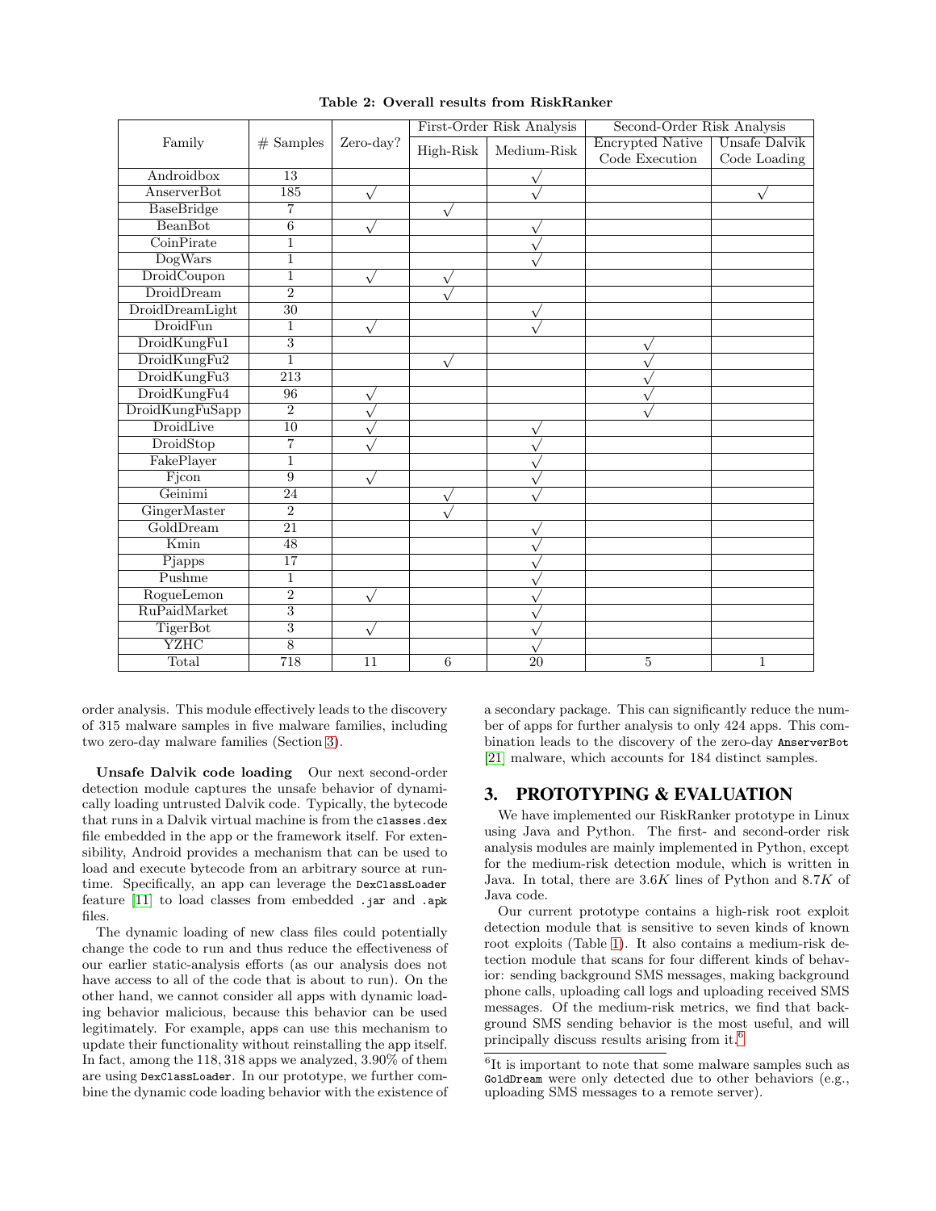**Table 2: Overall results from RiskRanker**

| Family | # Samples | Zero-day? | First-Order Risk Analysis | | Second-Order Risk Analysis | |
|---|---|---|---|---|---|---|
| | | | High-Risk | Medium-Risk | Encrypted Native Code Execution | Unsafe Dalvik Code Loading |
| Androidbox | 13 | | | √ | | |
| AnserverBot | 185 | √ | | √ | | √ |
| BaseBridge | 7 | | √ | | | |
| BeanBot | 6 | √ | | √ | | |
| CoinPirate | 1 | | | √ | | |
| DogWars | 1 | | | √ | | |
| DroidCoupon | 1 | √ | √ | | | |
| DroidDream | 2 | | √ | | | |
| DroidDreamLight | 30 | | | √ | | |
| DroidFun | 1 | √ | | √ | | |
| DroidKungFu1 | 3 | | | | √ | |
| DroidKungFu2 | 1 | | √ | | √ | |
| DroidKungFu3 | 213 | | | | √ | |
| DroidKungFu4 | 96 | √ | | | √ | |
| DroidKungFuSapp | 2 | √ | | | √ | |
| DroidLive | 10 | √ | | √ | | |
| DroidStop | 7 | √ | | √ | | |
| FakePlayer | 1 | | | √ | | |
| Fjcon | 9 | √ | | √ | | |
| Geinimi | 24 | | √ | √ | | |
| GingerMaster | 2 | | √ | | | |
| GoldDream | 21 | | | √ | | |
| Kmin | 48 | | | √ | | |
| Pjapps | 17 | | | √ | | |
| Pushme | 1 | | | √ | | |
| RogueLemon | 2 | √ | | √ | | |
| RuPaidMarket | 3 | | | √ | | |
| TigerBot | 3 | √ | | √ | | |
| YZHC | 8 | | | √ | | |
| Total | 718 | 11 | 6 | 20 | 5 | 1 |

order analysis. This module effectively leads to the discovery of 315 malware samples in five malware families, including two zero-day malware families (Section 3).

**Unsafe Dalvik code loading** Our next second-order detection module captures the unsafe behavior of dynamically loading untrusted Dalvik code. Typically, the bytecode that runs in a Dalvik virtual machine is from the `classes.dex` file embedded in the app or the framework itself. For extensibility, Android provides a mechanism that can be used to load and execute bytecode from an arbitrary source at runtime. Specifically, an app can leverage the `DexClassLoader` feature [11] to load classes from embedded `.jar` and `.apk` files.

The dynamic loading of new class files could potentially change the code to run and thus reduce the effectiveness of our earlier static-analysis efforts (as our analysis does not have access to all of the code that is about to run). On the other hand, we cannot consider all apps with dynamic loading behavior malicious, because this behavior can be used legitimately. For example, apps can use this mechanism to update their functionality without reinstalling the app itself. In fact, among the 118,318 apps we analyzed, 3.90% of them are using `DexClassLoader`. In our prototype, we further combine the dynamic code loading behavior with the existence of a secondary package. This can significantly reduce the number of apps for further analysis to only 424 apps. This combination leads to the discovery of the zero-day `AnserverBot` [21] malware, which accounts for 184 distinct samples.

## 3. PROTOTYPING & EVALUATION

We have implemented our RiskRanker prototype in Linux using Java and Python. The first- and second-order risk analysis modules are mainly implemented in Python, except for the medium-risk detection module, which is written in Java. In total, there are $3.6K$ lines of Python and $8.7K$ of Java code.

Our current prototype contains a high-risk root exploit detection module that is sensitive to seven kinds of known root exploits (Table 1). It also contains a medium-risk detection module that scans for four different kinds of behavior: sending background SMS messages, making background phone calls, uploading call logs and uploading received SMS messages. Of the medium-risk metrics, we find that background SMS sending behavior is the most useful, and will principally discuss results arising from it.[6]

[6] It is important to note that some malware samples such as `GoldDream` were only detected due to other behaviors (e.g., uploading SMS messages to a remote server).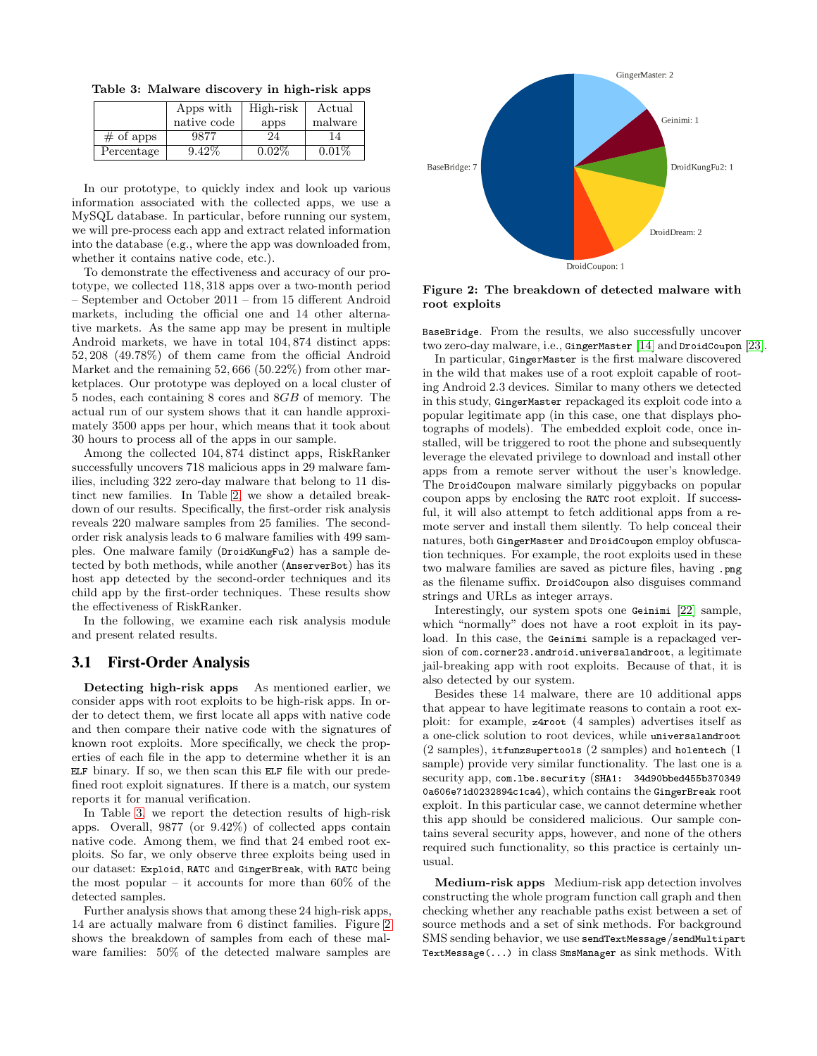**Table 3: Malware discovery in high-risk apps**

| | Apps with native code | High-risk apps | Actual malware |
|---|---|---|---|
| # of apps | 9877 | 24 | 14 |
| Percentage | 9.42% | 0.02% | 0.01% |

In our prototype, to quickly index and look up various information associated with the collected apps, we use a MySQL database. In particular, before running our system, we will pre-process each app and extract related information into the database (e.g., where the app was downloaded from, whether it contains native code, etc.).

To demonstrate the effectiveness and accuracy of our prototype, we collected 118,318 apps over a two-month period – September and October 2011 – from 15 different Android markets, including the official one and 14 other alternative markets. As the same app may be present in multiple Android markets, we have in total 104,874 distinct apps: 52,208 (49.78%) of them came from the official Android Market and the remaining 52,666 (50.22%) from other marketplaces. Our prototype was deployed on a local cluster of 5 nodes, each containing 8 cores and 8*GB* of memory. The actual run of our system shows that it can handle approximately 3500 apps per hour, which means that it took about 30 hours to process all of the apps in our sample.

Among the collected 104,874 distinct apps, RiskRanker successfully uncovers 718 malicious apps in 29 malware families, including 322 zero-day malware that belong to 11 distinct new families. In Table 2, we show a detailed breakdown of our results. Specifically, the first-order risk analysis reveals 220 malware samples from 25 families. The second-order risk analysis leads to 6 malware families with 499 samples. One malware family (`DroidKungFu2`) has a sample detected by both methods, while another (`AnserverBot`) has its host app detected by the second-order techniques and its child app by the first-order techniques. These results show the effectiveness of RiskRanker.

In the following, we examine each risk analysis module and present related results.

## 3.1 First-Order Analysis

**Detecting high-risk apps** As mentioned earlier, we consider apps with root exploits to be high-risk apps. In order to detect them, we first locate all apps with native code and then compare their native code with the signatures of known root exploits. More specifically, we check the properties of each file in the app to determine whether it is an `ELF` binary. If so, we then scan this `ELF` file with our predefined root exploit signatures. If there is a match, our system reports it for manual verification.

In Table 3, we report the detection results of high-risk apps. Overall, 9877 (or 9.42%) of collected apps contain native code. Among them, we find that 24 embed root exploits. So far, we only observe three exploits being used in our dataset: `Exploid`, `RATC` and `GingerBreak`, with `RATC` being the most popular – it accounts for more than 60% of the detected samples.

Further analysis shows that among these 24 high-risk apps, 14 are actually malware from 6 distinct families. Figure 2 shows the breakdown of samples from each of these malware families: 50% of the detected malware samples are `BaseBridge`. From the results, we also successfully uncover two zero-day malware, i.e., `GingerMaster` [14] and `DroidCoupon` [23].

**Figure 2: The breakdown of detected malware with root exploits**

In particular, `GingerMaster` is the first malware discovered in the wild that makes use of a root exploit capable of rooting Android 2.3 devices. Similar to many others we detected in this study, `GingerMaster` repackaged its exploit code into a popular legitimate app (in this case, one that displays photographs of models). The embedded exploit code, once installed, will be triggered to root the phone and subsequently leverage the elevated privilege to download and install other apps from a remote server without the user's knowledge. The `DroidCoupon` malware similarly piggybacks on popular coupon apps by enclosing the `RATC` root exploit. If successful, it will also attempt to fetch additional apps from a remote server and install them silently. To help conceal their natures, both `GingerMaster` and `DroidCoupon` employ obfuscation techniques. For example, the root exploits used in these two malware families are saved as picture files, having `.png` as the filename suffix. `DroidCoupon` also disguises command strings and URLs as integer arrays.

Interestingly, our system spots one `Geinimi` [22] sample, which "normally" does not have a root exploit in its payload. In this case, the `Geinimi` sample is a repackaged version of `com.corner23.android.universalandroot`, a legitimate jail-breaking app with root exploits. Because of that, it is also detected by our system.

Besides these 14 malware, there are 10 additional apps that appear to have legitimate reasons to contain a root exploit: for example, `z4root` (4 samples) advertises itself as a one-click solution to root devices, while `universalandroot` (2 samples), `itfunzsupertools` (2 samples) and `holentech` (1 sample) provide very similar functionality. The last one is a security app, `com.lbe.security` (`SHA1: 34d90bbed455b370349 0a606e71d0232894c1ca4`), which contains the `GingerBreak` root exploit. In this particular case, we cannot determine whether this app should be considered malicious. Our sample contains several security apps, however, and none of the others required such functionality, so this practice is certainly unusual.

**Medium-risk apps** Medium-risk app detection involves constructing the whole program function call graph and then checking whether any reachable paths exist between a set of source methods and a set of sink methods. For background SMS sending behavior, we use `sendTextMessage/sendMultipart TextMessage(...)` in class `SmsManager` as sink methods. With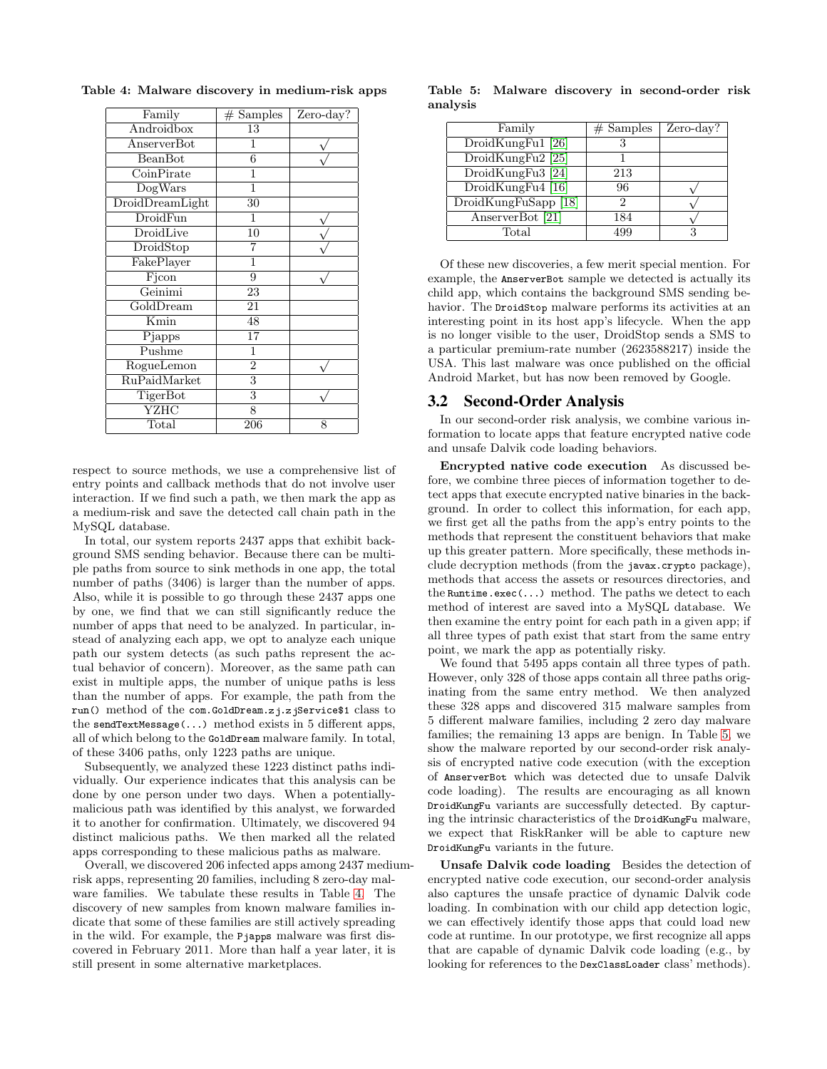**Table 4: Malware discovery in medium-risk apps**

| Family | # Samples | Zero-day? |
|---|---|---|
| Androidbox | 13 | |
| AnserverBot | 1 | √ |
| BeanBot | 6 | √ |
| CoinPirate | 1 | |
| DogWars | 1 | |
| DroidDreamLight | 30 | |
| DroidFun | 1 | √ |
| DroidLive | 10 | √ |
| DroidStop | 7 | √ |
| FakePlayer | 1 | |
| Fjcon | 9 | √ |
| Geinimi | 23 | |
| GoldDream | 21 | |
| Kmin | 48 | |
| Pjapps | 17 | |
| Pushme | 1 | |
| RogueLemon | 2 | √ |
| RuPaidMarket | 3 | |
| TigerBot | 3 | √ |
| YZHC | 8 | |
| Total | 206 | 8 |

respect to source methods, we use a comprehensive list of entry points and callback methods that do not involve user interaction. If we find such a path, we then mark the app as a medium-risk and save the detected call chain path in the MySQL database.

In total, our system reports 2437 apps that exhibit background SMS sending behavior. Because there can be multiple paths from source to sink methods in one app, the total number of paths (3406) is larger than the number of apps. Also, while it is possible to go through these 2437 apps one by one, we find that we can still significantly reduce the number of apps that need to be analyzed. In particular, instead of analyzing each app, we opt to analyze each unique path our system detects (as such paths represent the actual behavior of concern). Moreover, as the same path can exist in multiple apps, the number of unique paths is less than the number of apps. For example, the path from the `run()` method of the `com.GoldDream.zj.zjService$1` class to the `sendTextMessage(...)` method exists in 5 different apps, all of which belong to the `GoldDream` malware family. In total, of these 3406 paths, only 1223 paths are unique.

Subsequently, we analyzed these 1223 distinct paths individually. Our experience indicates that this analysis can be done by one person under two days. When a potentially-malicious path was identified by this analyst, we forwarded it to another for confirmation. Ultimately, we discovered 94 distinct malicious paths. We then marked all the related apps corresponding to these malicious paths as malware.

Overall, we discovered 206 infected apps among 2437 medium-risk apps, representing 20 families, including 8 zero-day malware families. We tabulate these results in Table 4. The discovery of new samples from known malware families indicate that some of these families are still actively spreading in the wild. For example, the `Pjapps` malware was first discovered in February 2011. More than half a year later, it is still present in some alternative marketplaces.

**Table 5: Malware discovery in second-order risk analysis**

| Family | # Samples | Zero-day? |
|---|---|---|
| DroidKungFu1 [26] | 3 | |
| DroidKungFu2 [25] | 1 | |
| DroidKungFu3 [24] | 213 | |
| DroidKungFu4 [16] | 96 | √ |
| DroidKungFuSapp [18] | 2 | √ |
| AnserverBot [21] | 184 | √ |
| Total | 499 | 3 |

Of these new discoveries, a few merit special mention. For example, the `AnserverBot` sample we detected is actually its child app, which contains the background SMS sending behavior. The `DroidStop` malware performs its activities at an interesting point in its host app's lifecycle. When the app is no longer visible to the user, DroidStop sends a SMS to a particular premium-rate number (2623588217) inside the USA. This last malware was once published on the official Android Market, but has now been removed by Google.

## 3.2 Second-Order Analysis

In our second-order risk analysis, we combine various information to locate apps that feature encrypted native code and unsafe Dalvik code loading behaviors.

**Encrypted native code execution** As discussed before, we combine three pieces of information together to detect apps that execute encrypted native binaries in the background. In order to collect this information, for each app, we first get all the paths from the app's entry points to the methods that represent the constituent behaviors that make up this greater pattern. More specifically, these methods include decryption methods (from the `javax.crypto` package), methods that access the assets or resources directories, and the `Runtime.exec(...)` method. The paths we detect to each method of interest are saved into a MySQL database. We then examine the entry point for each path in a given app; if all three types of path exist that start from the same entry point, we mark the app as potentially risky.

We found that 5495 apps contain all three types of path. However, only 328 of those apps contain all three paths originating from the same entry method. We then analyzed these 328 apps and discovered 315 malware samples from 5 different malware families, including 2 zero day malware families; the remaining 13 apps are benign. In Table 5, we show the malware reported by our second-order risk analysis of encrypted native code execution (with the exception of `AnserverBot` which was detected due to unsafe Dalvik code loading). The results are encouraging as all known `DroidKungFu` variants are successfully detected. By capturing the intrinsic characteristics of the `DroidKungFu` malware, we expect that RiskRanker will be able to capture new `DroidKungFu` variants in the future.

**Unsafe Dalvik code loading** Besides the detection of encrypted native code execution, our second-order analysis also captures the unsafe practice of dynamic Dalvik code loading. In combination with our child app detection logic, we can effectively identify those apps that could load new code at runtime. In our prototype, we first recognize all apps that are capable of dynamic Dalvik code loading (e.g., by looking for references to the `DexClassLoader` class' methods).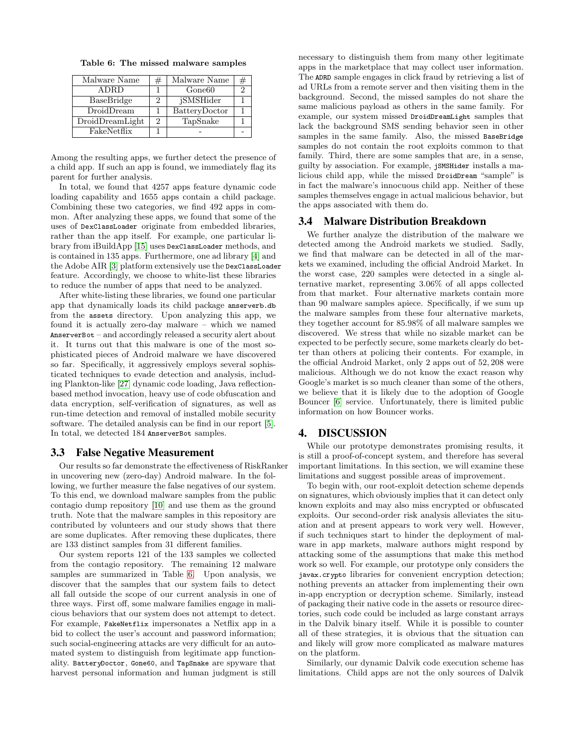Table 6: The missed malware samples

| Malware Name | # | Malware Name | # |
|---|---|---|---|
| ADRD | 1 | Gone60 | 2 |
| BaseBridge | 2 | jSMSHider | 1 |
| DroidDream | 1 | BatteryDoctor | 1 |
| DroidDreamLight | 2 | TapSnake | 1 |
| FakeNetflix | 1 | - | - |

Among the resulting apps, we further detect the presence of a child app. If such an app is found, we immediately flag its parent for further analysis.

In total, we found that 4257 apps feature dynamic code loading capability and 1655 apps contain a child package. Combining these two categories, we find 492 apps in common. After analyzing these apps, we found that some of the uses of `DexClassLoader` originate from embedded libraries, rather than the app itself. For example, one particular library from iBuildApp [15] uses `DexClassLoader` methods, and is contained in 135 apps. Furthermore, one ad library [4] and the Adobe AIR [3] platform extensively use the `DexClassLoader` feature. Accordingly, we choose to white-list these libraries to reduce the number of apps that need to be analyzed.

After white-listing these libraries, we found one particular app that dynamically loads its child package `anserverb.db` from the `assets` directory. Upon analyzing this app, we found it is actually zero-day malware – which we named `AnserverBot` – and accordingly released a security alert about it. It turns out that this malware is one of the most sophisticated pieces of Android malware we have discovered so far. Specifically, it aggressively employs several sophisticated techniques to evade detection and analysis, including Plankton-like [27] dynamic code loading, Java reflection-based method invocation, heavy use of code obfuscation and data encryption, self-verification of signatures, as well as run-time detection and removal of installed mobile security software. The detailed analysis can be find in our report [5]. In total, we detected 184 `AnserverBot` samples.

## 3.3 False Negative Measurement

Our results so far demonstrate the effectiveness of RiskRanker in uncovering new (zero-day) Android malware. In the following, we further measure the false negatives of our system. To this end, we download malware samples from the public contagio dump repository [10] and use them as the ground truth. Note that the malware samples in this repository are contributed by volunteers and our study shows that there are some duplicates. After removing these duplicates, there are 133 distinct samples from 31 different families.

Our system reports 121 of the 133 samples we collected from the contagio repository. The remaining 12 malware samples are summarized in Table 6. Upon analysis, we discover that the samples that our system fails to detect all fall outside the scope of our current analysis in one of three ways. First off, some malware families engage in malicious behaviors that our system does not attempt to detect. For example, `FakeNetflix` impersonates a Netflix app in a bid to collect the user's account and password information; such social-engineering attacks are very difficult for an automated system to distinguish from legitimate app functionality. `BatteryDoctor`, `Gone60`, and `TapSnake` are spyware that harvest personal information and human judgment is still necessary to distinguish them from many other legitimate apps in the marketplace that may collect user information. The `ADRD` sample engages in click fraud by retrieving a list of ad URLs from a remote server and then visiting them in the background. Second, the missed samples do not share the same malicious payload as others in the same family. For example, our system missed `DroidDreamLight` samples that lack the background SMS sending behavior seen in other samples in the same family. Also, the missed `BaseBridge` samples do not contain the root exploits common to that family. Third, there are some samples that are, in a sense, guilty by association. For example, `jSMSHider` installs a malicious child app, while the missed `DroidDream` "sample" is in fact the malware's innocuous child app. Neither of these samples themselves engage in actual malicious behavior, but the apps associated with them do.

## 3.4 Malware Distribution Breakdown

We further analyze the distribution of the malware we detected among the Android markets we studied. Sadly, we find that malware can be detected in all of the markets we examined, including the official Android Market. In the worst case, 220 samples were detected in a single alternative market, representing 3.06% of all apps collected from that market. Four alternative markets contain more than 90 malware samples apiece. Specifically, if we sum up the malware samples from these four alternative markets, they together account for 85.98% of all malware samples we discovered. We stress that while no sizable market can be expected to be perfectly secure, some markets clearly do better than others at policing their contents. For example, in the official Android Market, only 2 apps out of 52,208 were malicious. Although we do not know the exact reason why Google's market is so much cleaner than some of the others, we believe that it is likely due to the adoption of Google Bouncer [6] service. Unfortunately, there is limited public information on how Bouncer works.

# 4. DISCUSSION

While our prototype demonstrates promising results, it is still a proof-of-concept system, and therefore has several important limitations. In this section, we will examine these limitations and suggest possible areas of improvement.

To begin with, our root-exploit detection scheme depends on signatures, which obviously implies that it can detect only known exploits and may also miss encrypted or obfuscated exploits. Our second-order risk analysis alleviates the situation and at present appears to work very well. However, if such techniques start to hinder the deployment of malware in app markets, malware authors might respond by attacking some of the assumptions that make this method work so well. For example, our prototype only considers the `javax.crypto` libraries for convenient encryption detection; nothing prevents an attacker from implementing their own in-app encryption or decryption scheme. Similarly, instead of packaging their native code in the assets or resource directories, such code could be included as large constant arrays in the Dalvik binary itself. While it is possible to counter all of these strategies, it is obvious that the situation can and likely will grow more complicated as malware matures on the platform.

Similarly, our dynamic Dalvik code execution scheme has limitations. Child apps are not the only sources of Dalvik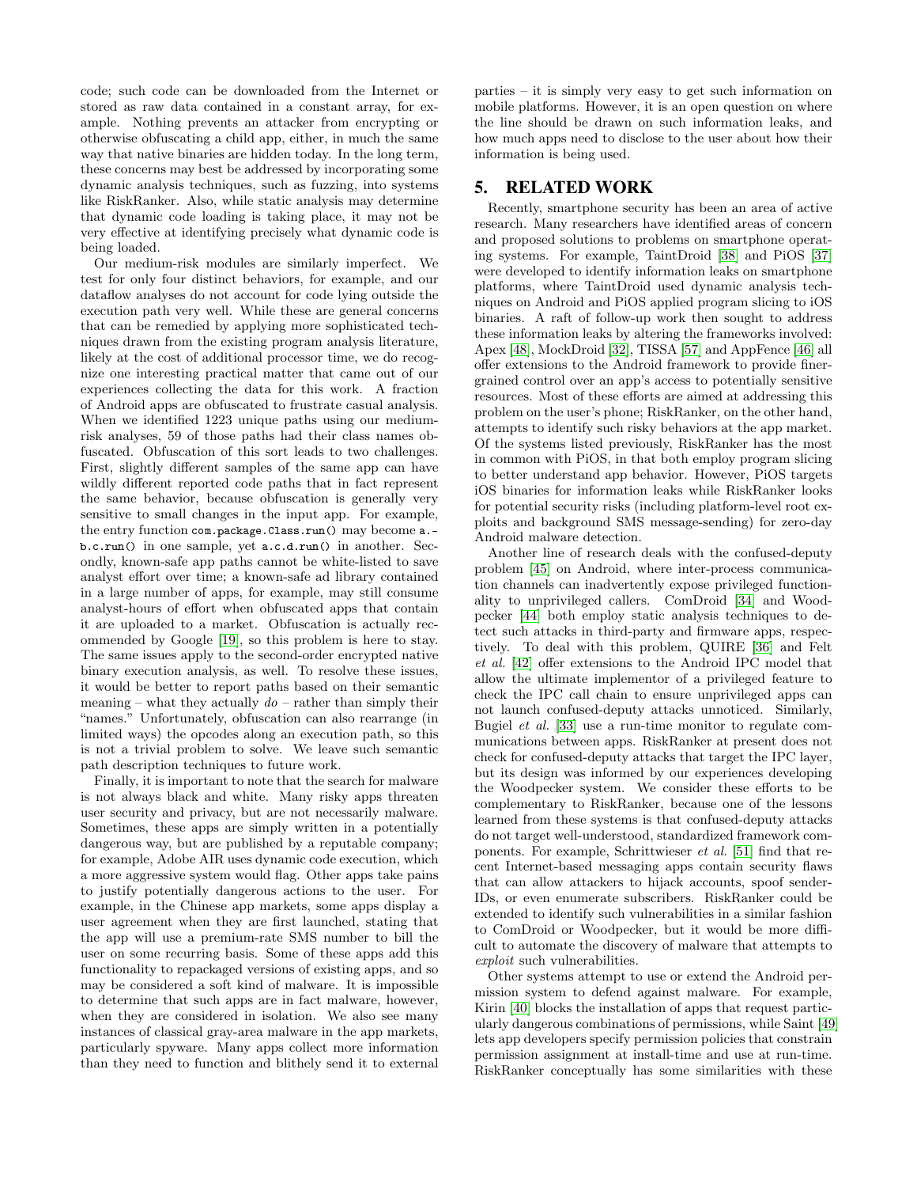code; such code can be downloaded from the Internet or stored as raw data contained in a constant array, for example. Nothing prevents an attacker from encrypting or otherwise obfuscating a child app, either, in much the same way that native binaries are hidden today. In the long term, these concerns may best be addressed by incorporating some dynamic analysis techniques, such as fuzzing, into systems like RiskRanker. Also, while static analysis may determine that dynamic code loading is taking place, it may not be very effective at identifying precisely what dynamic code is being loaded.

Our medium-risk modules are similarly imperfect. We test for only four distinct behaviors, for example, and our dataflow analyses do not account for code lying outside the execution path very well. While these are general concerns that can be remedied by applying more sophisticated techniques drawn from the existing program analysis literature, likely at the cost of additional processor time, we do recognize one interesting practical matter that came out of our experiences collecting the data for this work. A fraction of Android apps are obfuscated to frustrate casual analysis. When we identified 1223 unique paths using our medium-risk analyses, 59 of those paths had their class names obfuscated. Obfuscation of this sort leads to two challenges. First, slightly different samples of the same app can have wildly different reported code paths that in fact represent the same behavior, because obfuscation is generally very sensitive to small changes in the input app. For example, the entry function `com.package.Class.run()` may become `a.b.c.run()` in one sample, yet `a.c.d.run()` in another. Secondly, known-safe app paths cannot be white-listed to save analyst effort over time; a known-safe ad library contained in a large number of apps, for example, may still consume analyst-hours of effort when obfuscated apps that contain it are uploaded to a market. Obfuscation is actually recommended by Google [19], so this problem is here to stay. The same issues apply to the second-order encrypted native binary execution analysis, as well. To resolve these issues, it would be better to report paths based on their semantic meaning – what they actually *do* – rather than simply their "names." Unfortunately, obfuscation can also rearrange (in limited ways) the opcodes along an execution path, so this is not a trivial problem to solve. We leave such semantic path description techniques to future work.

Finally, it is important to note that the search for malware is not always black and white. Many risky apps threaten user security and privacy, but are not necessarily malware. Sometimes, these apps are simply written in a potentially dangerous way, but are published by a reputable company; for example, Adobe AIR uses dynamic code execution, which a more aggressive system would flag. Other apps take pains to justify potentially dangerous actions to the user. For example, in the Chinese app markets, some apps display a user agreement when they are first launched, stating that the app will use a premium-rate SMS number to bill the user on some recurring basis. Some of these apps add this functionality to repackaged versions of existing apps, and so may be considered a soft kind of malware. It is impossible to determine that such apps are in fact malware, however, when they are considered in isolation. We also see many instances of classical gray-area malware in the app markets, particularly spyware. Many apps collect more information than they need to function and blithely send it to external parties – it is simply very easy to get such information on mobile platforms. However, it is an open question on where the line should be drawn on such information leaks, and how much apps need to disclose to the user about how their information is being used.

## 5. RELATED WORK

Recently, smartphone security has been an area of active research. Many researchers have identified areas of concern and proposed solutions to problems on smartphone operating systems. For example, TaintDroid [38] and PiOS [37] were developed to identify information leaks on smartphone platforms, where TaintDroid used dynamic analysis techniques on Android and PiOS applied program slicing to iOS binaries. A raft of follow-up work then sought to address these information leaks by altering the frameworks involved: Apex [48], MockDroid [32], TISSA [57] and AppFence [46] all offer extensions to the Android framework to provide finer-grained control over an app's access to potentially sensitive resources. Most of these efforts are aimed at addressing this problem on the user's phone; RiskRanker, on the other hand, attempts to identify such risky behaviors at the app market. Of the systems listed previously, RiskRanker has the most in common with PiOS, in that both employ program slicing to better understand app behavior. However, PiOS targets iOS binaries for information leaks while RiskRanker looks for potential security risks (including platform-level root exploits and background SMS message-sending) for zero-day Android malware detection.

Another line of research deals with the confused-deputy problem [45] on Android, where inter-process communication channels can inadvertently expose privileged functionality to unprivileged callers. ComDroid [34] and Woodpecker [44] both employ static analysis techniques to detect such attacks in third-party and firmware apps, respectively. To deal with this problem, QUIRE [36] and Felt *et al.* [42] offer extensions to the Android IPC model that allow the ultimate implementor of a privileged feature to check the IPC call chain to ensure unprivileged apps can not launch confused-deputy attacks unnoticed. Similarly, Bugiel *et al.* [33] use a run-time monitor to regulate communications between apps. RiskRanker at present does not check for confused-deputy attacks that target the IPC layer, but its design was informed by our experiences developing the Woodpecker system. We consider these efforts to be complementary to RiskRanker, because one of the lessons learned from these systems is that confused-deputy attacks do not target well-understood, standardized framework components. For example, Schrittwieser *et al.* [51] find that recent Internet-based messaging apps contain security flaws that can allow attackers to hijack accounts, spoof sender-IDs, or even enumerate subscribers. RiskRanker could be extended to identify such vulnerabilities in a similar fashion to ComDroid or Woodpecker, but it would be more difficult to automate the discovery of malware that attempts to *exploit* such vulnerabilities.

Other systems attempt to use or extend the Android permission system to defend against malware. For example, Kirin [40] blocks the installation of apps that request particularly dangerous combinations of permissions, while Saint [49] lets app developers specify permission policies that constrain permission assignment at install-time and use at run-time. RiskRanker conceptually has some similarities with these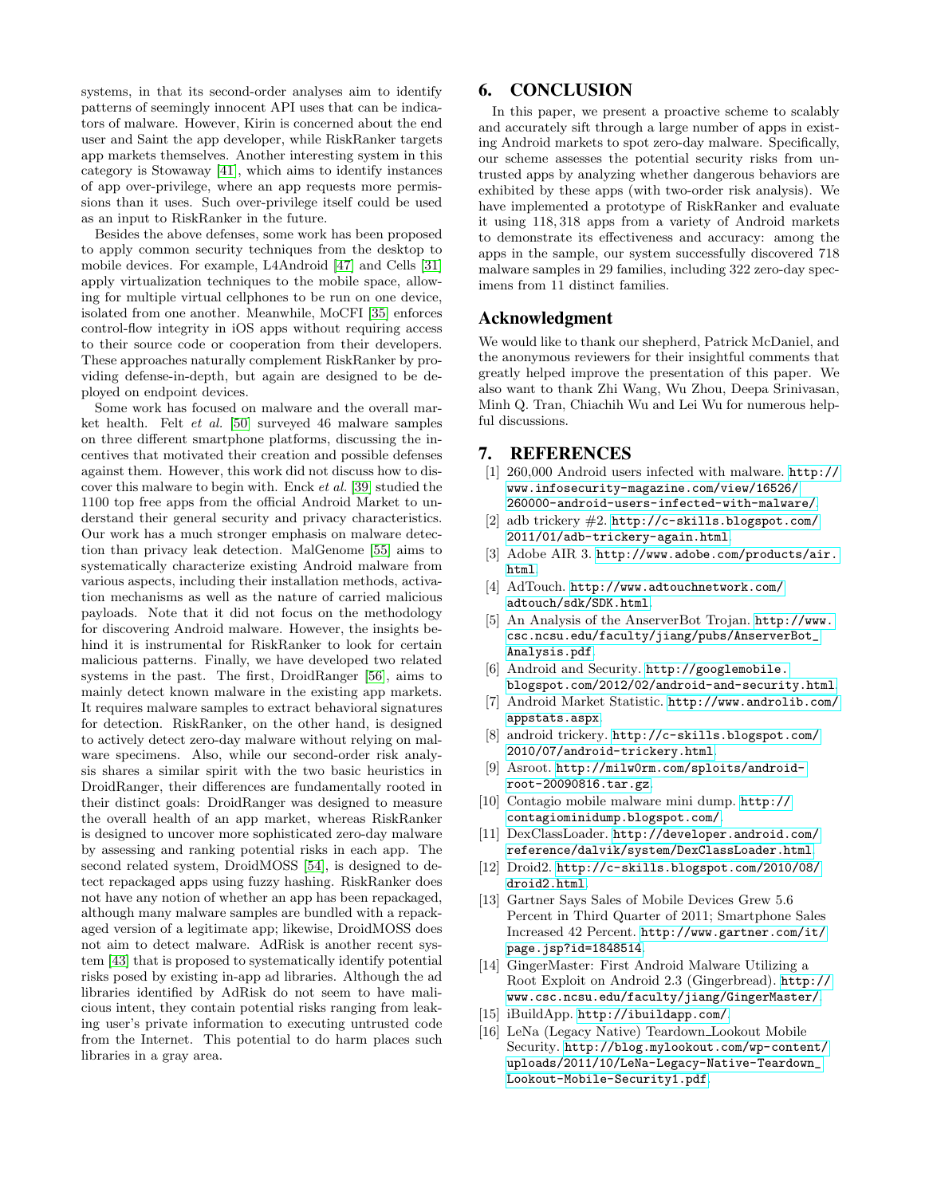systems, in that its second-order analyses aim to identify patterns of seemingly innocent API uses that can be indicators of malware. However, Kirin is concerned about the end user and Saint the app developer, while RiskRanker targets app markets themselves. Another interesting system in this category is Stowaway [41], which aims to identify instances of app over-privilege, where an app requests more permissions than it uses. Such over-privilege itself could be used as an input to RiskRanker in the future.

Besides the above defenses, some work has been proposed to apply common security techniques from the desktop to mobile devices. For example, L4Android [47] and Cells [31] apply virtualization techniques to the mobile space, allowing for multiple virtual cellphones to be run on one device, isolated from one another. Meanwhile, MoCFI [35] enforces control-flow integrity in iOS apps without requiring access to their source code or cooperation from their developers. These approaches naturally complement RiskRanker by providing defense-in-depth, but again are designed to be deployed on endpoint devices.

Some work has focused on malware and the overall market health. Felt *et al.* [50] surveyed 46 malware samples on three different smartphone platforms, discussing the incentives that motivated their creation and possible defenses against them. However, this work did not discuss how to discover this malware to begin with. Enck *et al.* [39] studied the 1100 top free apps from the official Android Market to understand their general security and privacy characteristics. Our work has a much stronger emphasis on malware detection than privacy leak detection. MalGenome [55] aims to systematically characterize existing Android malware from various aspects, including their installation methods, activation mechanisms as well as the nature of carried malicious payloads. Note that it did not focus on the methodology for discovering Android malware. However, the insights behind it is instrumental for RiskRanker to look for certain malicious patterns. Finally, we have developed two related systems in the past. The first, DroidRanger [56], aims to mainly detect known malware in the existing app markets. It requires malware samples to extract behavioral signatures for detection. RiskRanker, on the other hand, is designed to actively detect zero-day malware without relying on malware specimens. Also, while our second-order risk analysis shares a similar spirit with the two basic heuristics in DroidRanger, their differences are fundamentally rooted in their distinct goals: DroidRanger was designed to measure the overall health of an app market, whereas RiskRanker is designed to uncover more sophisticated zero-day malware by assessing and ranking potential risks in each app. The second related system, DroidMOSS [54], is designed to detect repackaged apps using fuzzy hashing. RiskRanker does not have any notion of whether an app has been repackaged, although many malware samples are bundled with a repackaged version of a legitimate app; likewise, DroidMOSS does not aim to detect malware. AdRisk is another recent system [43] that is proposed to systematically identify potential risks posed by existing in-app ad libraries. Although the ad libraries identified by AdRisk do not seem to have malicious intent, they contain potential risks ranging from leaking user's private information to executing untrusted code from the Internet. This potential to do harm places such libraries in a gray area.

# 6. CONCLUSION

In this paper, we present a proactive scheme to scalably and accurately sift through a large number of apps in existing Android markets to spot zero-day malware. Specifically, our scheme assesses the potential security risks from untrusted apps by analyzing whether dangerous behaviors are exhibited by these apps (with two-order risk analysis). We have implemented a prototype of RiskRanker and evaluate it using 118,318 apps from a variety of Android markets to demonstrate its effectiveness and accuracy: among the apps in the sample, our system successfully discovered 718 malware samples in 29 families, including 322 zero-day specimens from 11 distinct families.

## Acknowledgment

We would like to thank our shepherd, Patrick McDaniel, and the anonymous reviewers for their insightful comments that greatly helped improve the presentation of this paper. We also want to thank Zhi Wang, Wu Zhou, Deepa Srinivasan, Minh Q. Tran, Chiachih Wu and Lei Wu for numerous helpful discussions.

# 7. REFERENCES

[1] 260,000 Android users infected with malware. http://www.infosecurity-magazine.com/view/16526/260000-android-users-infected-with-malware/.

[2] adb trickery #2. http://c-skills.blogspot.com/2011/01/adb-trickery-again.html.

[3] Adobe AIR 3. http://www.adobe.com/products/air.html.

[4] AdTouch. http://www.adtouchnetwork.com/adtouch/sdk/SDK.html.

[5] An Analysis of the AnserverBot Trojan. http://www.csc.ncsu.edu/faculty/jiang/pubs/AnserverBot_Analysis.pdf.

[6] Android and Security. http://googlemobile.blogspot.com/2012/02/android-and-security.html.

[7] Android Market Statistic. http://www.androlib.com/appstats.aspx.

[8] android trickery. http://c-skills.blogspot.com/2010/07/android-trickery.html.

[9] Asroot. http://milw0rm.com/sploits/android-root-20090816.tar.gz.

[10] Contagio mobile malware mini dump. http://contagiominidump.blogspot.com/.

[11] DexClassLoader. http://developer.android.com/reference/dalvik/system/DexClassLoader.html.

[12] Droid2. http://c-skills.blogspot.com/2010/08/droid2.html.

[13] Gartner Says Sales of Mobile Devices Grew 5.6 Percent in Third Quarter of 2011; Smartphone Sales Increased 42 Percent. http://www.gartner.com/it/page.jsp?id=1848514.

[14] GingerMaster: First Android Malware Utilizing a Root Exploit on Android 2.3 (Gingerbread). http://www.csc.ncsu.edu/faculty/jiang/GingerMaster/.

[15] iBuildApp. http://ibuildapp.com/.

[16] LeNa (Legacy Native) Teardown_Lookout Mobile Security. http://blog.mylookout.com/wp-content/uploads/2011/10/LeNa-Legacy-Native-Teardown_Lookout-Mobile-Security1.pdf.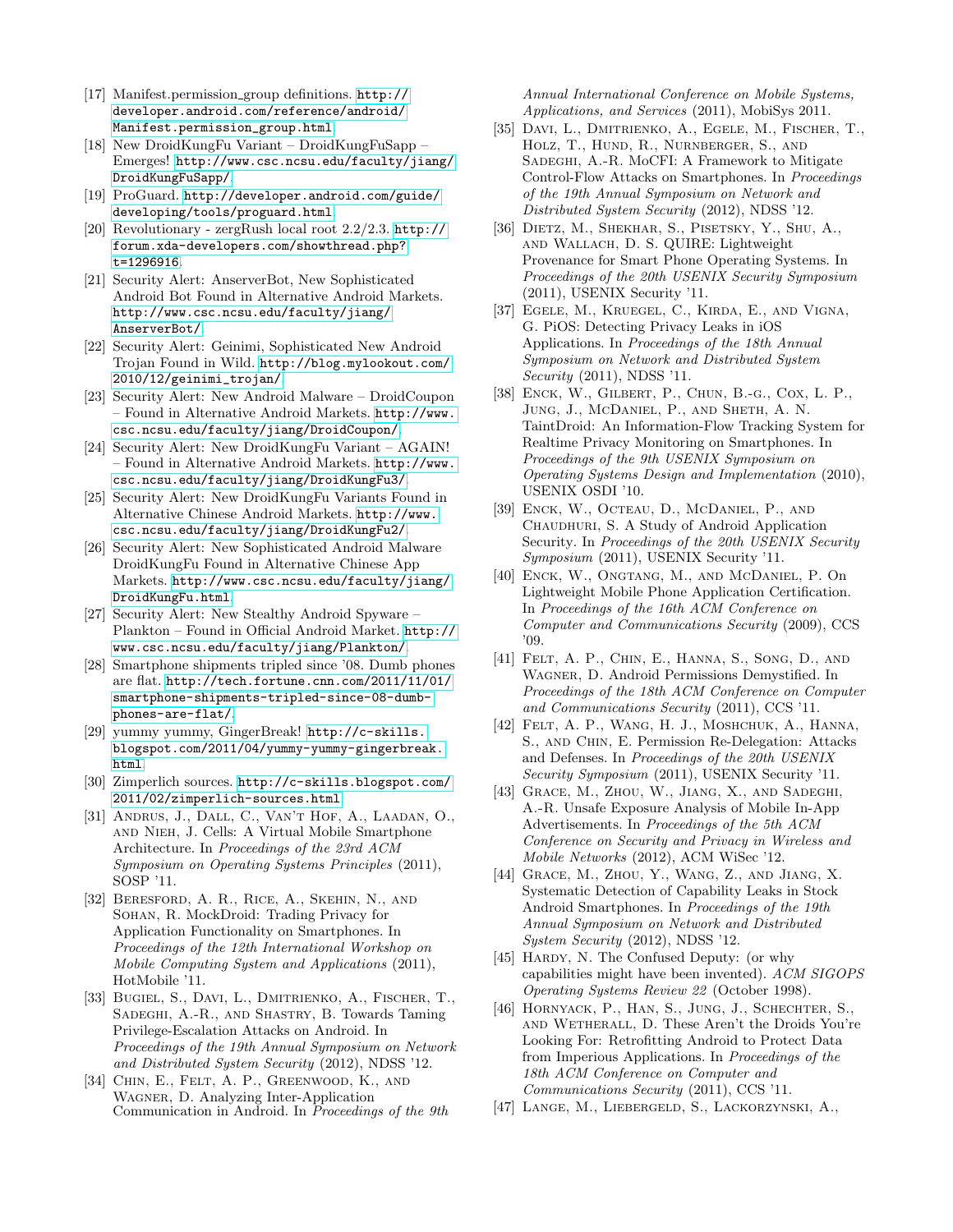[17] Manifest.permission_group definitions. http://developer.android.com/reference/android/Manifest.permission_group.html.

[18] New DroidKungFu Variant – DroidKungFuSapp – Emerges! http://www.csc.ncsu.edu/faculty/jiang/DroidKungFuSapp/.

[19] ProGuard. http://developer.android.com/guide/developing/tools/proguard.html.

[20] Revolutionary - zergRush local root 2.2/2.3. http://forum.xda-developers.com/showthread.php?t=1296916.

[21] Security Alert: AnserverBot, New Sophisticated Android Bot Found in Alternative Android Markets. http://www.csc.ncsu.edu/faculty/jiang/AnserverBot/.

[22] Security Alert: Geinimi, Sophisticated New Android Trojan Found in Wild. http://blog.mylookout.com/2010/12/geinimi_trojan/.

[23] Security Alert: New Android Malware – DroidCoupon – Found in Alternative Android Markets. http://www.csc.ncsu.edu/faculty/jiang/DroidCoupon/.

[24] Security Alert: New DroidKungFu Variant – AGAIN! – Found in Alternative Android Markets. http://www.csc.ncsu.edu/faculty/jiang/DroidKungFu3/.

[25] Security Alert: New DroidKungFu Variants Found in Alternative Chinese Android Markets. http://www.csc.ncsu.edu/faculty/jiang/DroidKungFu2/.

[26] Security Alert: New Sophisticated Android Malware DroidKungFu Found in Alternative Chinese App Markets. http://www.csc.ncsu.edu/faculty/jiang/DroidKungFu.html.

[27] Security Alert: New Stealthy Android Spyware – Plankton – Found in Official Android Market. http://www.csc.ncsu.edu/faculty/jiang/Plankton/.

[28] Smartphone shipments tripled since '08. Dumb phones are flat. http://tech.fortune.cnn.com/2011/11/01/smartphone-shipments-tripled-since-08-dumb-phones-are-flat/.

[29] yummy yummy, GingerBreak! http://c-skills.blogspot.com/2011/04/yummy-yummy-gingerbreak.html.

[30] Zimperlich sources. http://c-skills.blogspot.com/2011/02/zimperlich-sources.html.

[31] Andrus, J., Dall, C., Van't Hof, A., Laadan, O., and Nieh, J. Cells: A Virtual Mobile Smartphone Architecture. In *Proceedings of the 23rd ACM Symposium on Operating Systems Principles* (2011), SOSP '11.

[32] Beresford, A. R., Rice, A., Skehin, N., and Sohan, R. MockDroid: Trading Privacy for Application Functionality on Smartphones. In *Proceedings of the 12th International Workshop on Mobile Computing System and Applications* (2011), HotMobile '11.

[33] Bugiel, S., Davi, L., Dmitrienko, A., Fischer, T., Sadeghi, A.-R., and Shastry, B. Towards Taming Privilege-Escalation Attacks on Android. In *Proceedings of the 19th Annual Symposium on Network and Distributed System Security* (2012), NDSS '12.

[34] Chin, E., Felt, A. P., Greenwood, K., and Wagner, D. Analyzing Inter-Application Communication in Android. In *Proceedings of the 9th Annual International Conference on Mobile Systems, Applications, and Services* (2011), MobiSys 2011.

[35] Davi, L., Dmitrienko, A., Egele, M., Fischer, T., Holz, T., Hund, R., Nurnberger, S., and Sadeghi, A.-R. MoCFI: A Framework to Mitigate Control-Flow Attacks on Smartphones. In *Proceedings of the 19th Annual Symposium on Network and Distributed System Security* (2012), NDSS '12.

[36] Dietz, M., Shekhar, S., Pisetsky, Y., Shu, A., and Wallach, D. S. QUIRE: Lightweight Provenance for Smart Phone Operating Systems. In *Proceedings of the 20th USENIX Security Symposium* (2011), USENIX Security '11.

[37] Egele, M., Kruegel, C., Kirda, E., and Vigna, G. PiOS: Detecting Privacy Leaks in iOS Applications. In *Proceedings of the 18th Annual Symposium on Network and Distributed System Security* (2011), NDSS '11.

[38] Enck, W., Gilbert, P., Chun, B.-g., Cox, L. P., Jung, J., McDaniel, P., and Sheth, A. N. TaintDroid: An Information-Flow Tracking System for Realtime Privacy Monitoring on Smartphones. In *Proceedings of the 9th USENIX Symposium on Operating Systems Design and Implementation* (2010), USENIX OSDI '10.

[39] Enck, W., Octeau, D., McDaniel, P., and Chaudhuri, S. A Study of Android Application Security. In *Proceedings of the 20th USENIX Security Symposium* (2011), USENIX Security '11.

[40] Enck, W., Ongtang, M., and McDaniel, P. On Lightweight Mobile Phone Application Certification. In *Proceedings of the 16th ACM Conference on Computer and Communications Security* (2009), CCS '09.

[41] Felt, A. P., Chin, E., Hanna, S., Song, D., and Wagner, D. Android Permissions Demystified. In *Proceedings of the 18th ACM Conference on Computer and Communications Security* (2011), CCS '11.

[42] Felt, A. P., Wang, H. J., Moshchuk, A., Hanna, S., and Chin, E. Permission Re-Delegation: Attacks and Defenses. In *Proceedings of the 20th USENIX Security Symposium* (2011), USENIX Security '11.

[43] Grace, M., Zhou, W., Jiang, X., and Sadeghi, A.-R. Unsafe Exposure Analysis of Mobile In-App Advertisements. In *Proceedings of the 5th ACM Conference on Security and Privacy in Wireless and Mobile Networks* (2012), ACM WiSec '12.

[44] Grace, M., Zhou, Y., Wang, Z., and Jiang, X. Systematic Detection of Capability Leaks in Stock Android Smartphones. In *Proceedings of the 19th Annual Symposium on Network and Distributed System Security* (2012), NDSS '12.

[45] Hardy, N. The Confused Deputy: (or why capabilities might have been invented). *ACM SIGOPS Operating Systems Review 22* (October 1998).

[46] Hornyack, P., Han, S., Jung, J., Schechter, S., and Wetherall, D. These Aren't the Droids You're Looking For: Retrofitting Android to Protect Data from Imperious Applications. In *Proceedings of the 18th ACM Conference on Computer and Communications Security* (2011), CCS '11.

[47] Lange, M., Liebergeld, S., Lackorzynski, A.,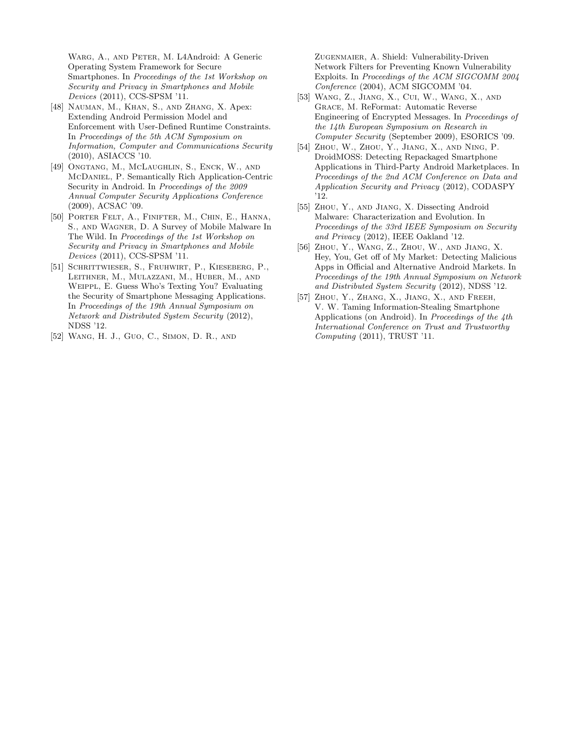Warg, A., and Peter, M. L4Android: A Generic Operating System Framework for Secure Smartphones. In *Proceedings of the 1st Workshop on Security and Privacy in Smartphones and Mobile Devices* (2011), CCS-SPSM '11.

[48] Nauman, M., Khan, S., and Zhang, X. Apex: Extending Android Permission Model and Enforcement with User-Defined Runtime Constraints. In *Proceedings of the 5th ACM Symposium on Information, Computer and Communications Security* (2010), ASIACCS '10.

[49] Ongtang, M., McLaughlin, S., Enck, W., and McDaniel, P. Semantically Rich Application-Centric Security in Android. In *Proceedings of the 2009 Annual Computer Security Applications Conference* (2009), ACSAC '09.

[50] Porter Felt, A., Finifter, M., Chin, E., Hanna, S., and Wagner, D. A Survey of Mobile Malware In The Wild. In *Proceedings of the 1st Workshop on Security and Privacy in Smartphones and Mobile Devices* (2011), CCS-SPSM '11.

[51] Schrittwieser, S., Fruhwirt, P., Kieseberg, P., Leithner, M., Mulazzani, M., Huber, M., and Weippl, E. Guess Who's Texting You? Evaluating the Security of Smartphone Messaging Applications. In *Proceedings of the 19th Annual Symposium on Network and Distributed System Security* (2012), NDSS '12.

[52] Wang, H. J., Guo, C., Simon, D. R., and Zugenmaier, A. Shield: Vulnerability-Driven Network Filters for Preventing Known Vulnerability Exploits. In *Proceedings of the ACM SIGCOMM 2004 Conference* (2004), ACM SIGCOMM '04.

[53] Wang, Z., Jiang, X., Cui, W., Wang, X., and Grace, M. ReFormat: Automatic Reverse Engineering of Encrypted Messages. In *Proceedings of the 14th European Symposium on Research in Computer Security* (September 2009), ESORICS '09.

[54] Zhou, W., Zhou, Y., Jiang, X., and Ning, P. DroidMOSS: Detecting Repackaged Smartphone Applications in Third-Party Android Marketplaces. In *Proceedings of the 2nd ACM Conference on Data and Application Security and Privacy* (2012), CODASPY '12.

[55] Zhou, Y., and Jiang, X. Dissecting Android Malware: Characterization and Evolution. In *Proceedings of the 33rd IEEE Symposium on Security and Privacy* (2012), IEEE Oakland '12.

[56] Zhou, Y., Wang, Z., Zhou, W., and Jiang, X. Hey, You, Get off of My Market: Detecting Malicious Apps in Official and Alternative Android Markets. In *Proceedings of the 19th Annual Symposium on Network and Distributed System Security* (2012), NDSS '12.

[57] Zhou, Y., Zhang, X., Jiang, X., and Freeh, V. W. Taming Information-Stealing Smartphone Applications (on Android). In *Proceedings of the 4th International Conference on Trust and Trustworthy Computing* (2011), TRUST '11.